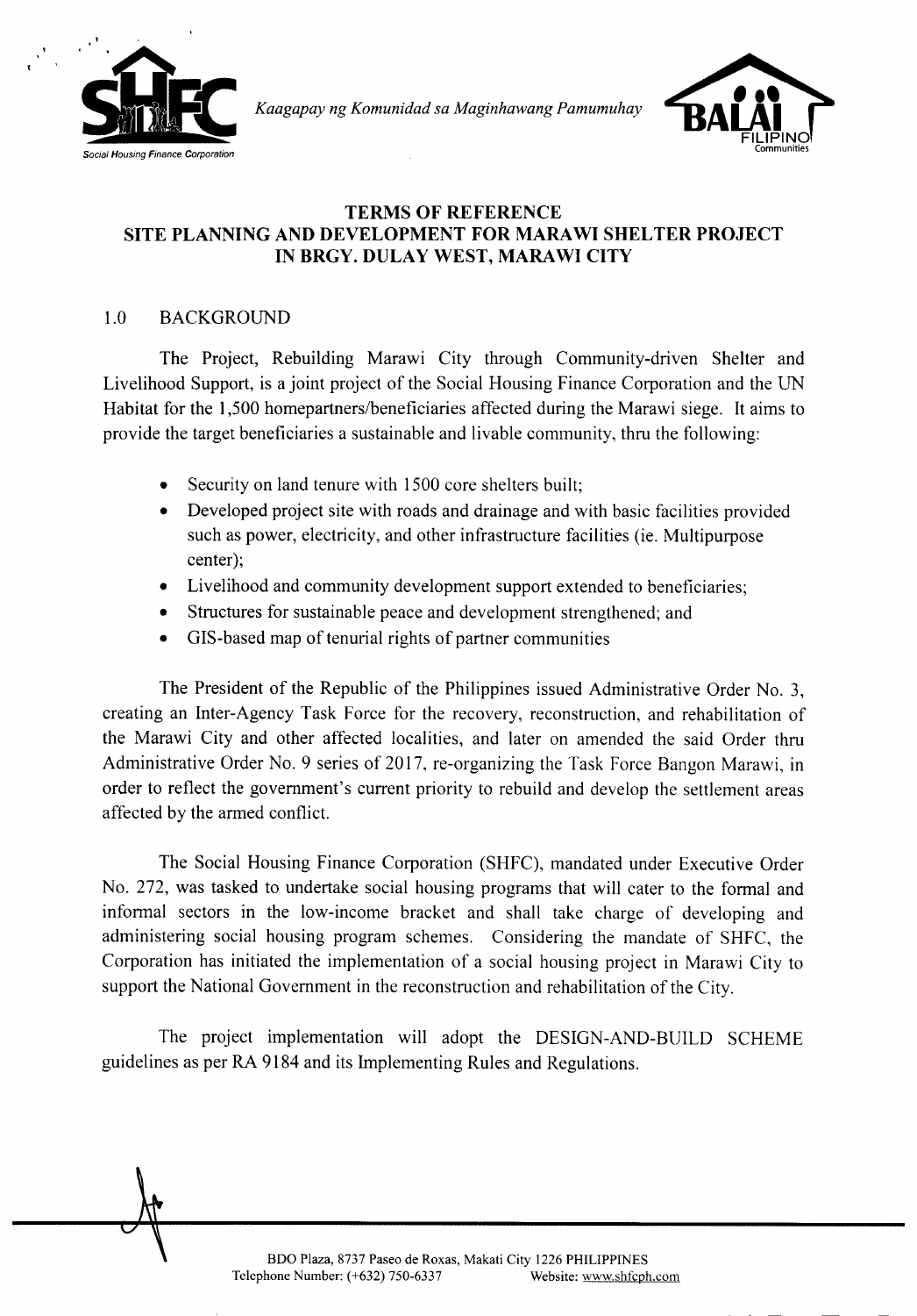*Kaagapay ng Komunidad sa Maginhawang Pamumuhay*

# TERMS OF REFERENCE
# SITE PLANNING AND DEVELOPMENT FOR MARAWI SHELTER PROJECT IN BRGY. DULAY WEST, MARAWI CITY

## 1.0 BACKGROUND

The Project, Rebuilding Marawi City through Community-driven Shelter and Livelihood Support, is a joint project of the Social Housing Finance Corporation and the UN Habitat for the 1,500 homepartners/beneficiaries affected during the Marawi siege. It aims to provide the target beneficiaries a sustainable and livable community, thru the following:

- Security on land tenure with 1500 core shelters built;
- Developed project site with roads and drainage and with basic facilities provided such as power, electricity, and other infrastructure facilities (ie. Multipurpose center);
- Livelihood and community development support extended to beneficiaries;
- Structures for sustainable peace and development strengthened; and
- GIS-based map of tenurial rights of partner communities

The President of the Republic of the Philippines issued Administrative Order No. 3, creating an Inter-Agency Task Force for the recovery, reconstruction, and rehabilitation of the Marawi City and other affected localities, and later on amended the said Order thru Administrative Order No. 9 series of 2017, re-organizing the Task Force Bangon Marawi, in order to reflect the government's current priority to rebuild and develop the settlement areas affected by the armed conflict.

The Social Housing Finance Corporation (SHFC), mandated under Executive Order No. 272, was tasked to undertake social housing programs that will cater to the formal and informal sectors in the low-income bracket and shall take charge of developing and administering social housing program schemes. Considering the mandate of SHFC, the Corporation has initiated the implementation of a social housing project in Marawi City to support the National Government in the reconstruction and rehabilitation of the City.

The project implementation will adopt the DESIGN-AND-BUILD SCHEME guidelines as per RA 9184 and its Implementing Rules and Regulations.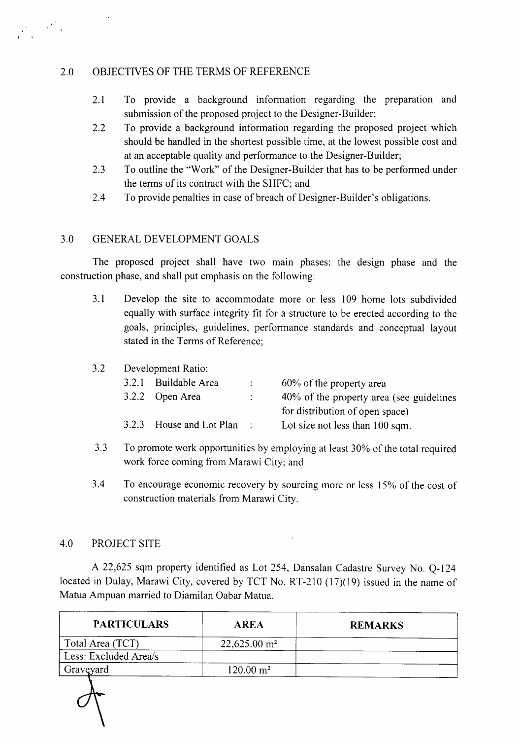## 2.0 OBJECTIVES OF THE TERMS OF REFERENCE

2.1 To provide a background information regarding the preparation and submission of the proposed project to the Designer-Builder;

2.2 To provide a background information regarding the proposed project which should be handled in the shortest possible time, at the lowest possible cost and at an acceptable quality and performance to the Designer-Builder;

2.3 To outline the "Work" of the Designer-Builder that has to be performed under the terms of its contract with the SHFC; and

2.4 To provide penalties in case of breach of Designer-Builder's obligations.

## 3.0 GENERAL DEVELOPMENT GOALS

The proposed project shall have two main phases: the design phase and the construction phase, and shall put emphasis on the following:

3.1 Develop the site to accommodate more or less 109 home lots subdivided equally with surface integrity fit for a structure to be erected according to the goals, principles, guidelines, performance standards and conceptual layout stated in the Terms of Reference;

3.2 Development Ratio:

| | | | |
|---|---|---|---|
| 3.2.1 | Buildable Area | : | 60% of the property area |
| 3.2.2 | Open Area | : | 40% of the property area (see guidelines for distribution of open space) |
| 3.2.3 | House and Lot Plan | : | Lot size not less than 100 sqm. |

3.3 To promote work opportunities by employing at least 30% of the total required work force coming from Marawi City; and

3.4 To encourage economic recovery by sourcing more or less 15% of the cost of construction materials from Marawi City.

## 4.0 PROJECT SITE

A 22,625 sqm property identified as Lot 254, Dansalan Cadastre Survey No. Q-124 located in Dulay, Marawi City, covered by TCT No. RT-210 (17)(19) issued in the name of Matua Ampuan married to Diamilan Oabar Matua.

| PARTICULARS | AREA | REMARKS |
|---|---|---|
| Total Area (TCT) | 22,625.00 m² | |
| Less: Excluded Area/s | | |
| Graveyard | 120.00 m² | |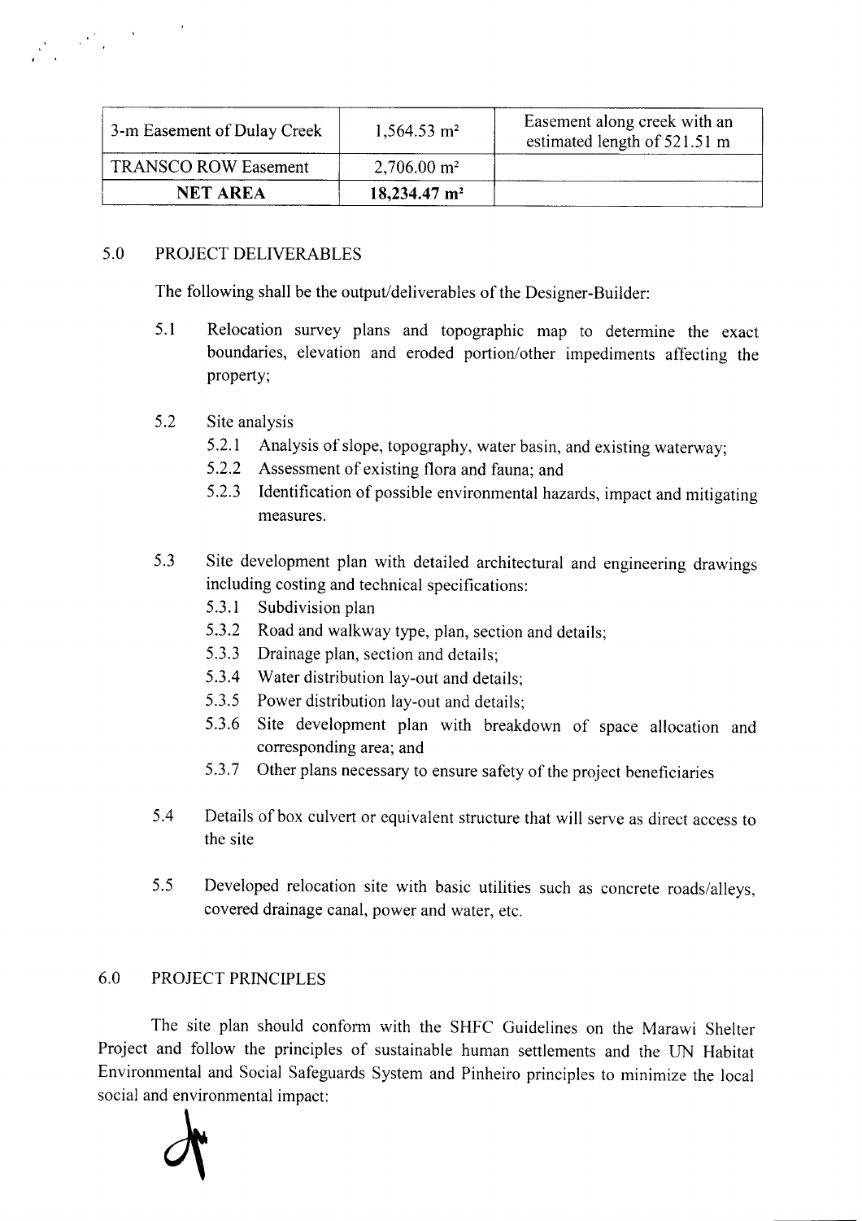| 3-m Easement of Dulay Creek | 1,564.53 $m^2$ | Easement along creek with an estimated length of 521.51 m |
|---|---|---|
| TRANSCO ROW Easement | 2,706.00 $m^2$ | |
| **NET AREA** | **18,234.47 $m^2$** | |

## 5.0 PROJECT DELIVERABLES

The following shall be the output/deliverables of the Designer-Builder:

5.1 Relocation survey plans and topographic map to determine the exact boundaries, elevation and eroded portion/other impediments affecting the property;

5.2 Site analysis

- 5.2.1 Analysis of slope, topography, water basin, and existing waterway;
- 5.2.2 Assessment of existing flora and fauna; and
- 5.2.3 Identification of possible environmental hazards, impact and mitigating measures.

5.3 Site development plan with detailed architectural and engineering drawings including costing and technical specifications:

- 5.3.1 Subdivision plan
- 5.3.2 Road and walkway type, plan, section and details;
- 5.3.3 Drainage plan, section and details;
- 5.3.4 Water distribution lay-out and details;
- 5.3.5 Power distribution lay-out and details;
- 5.3.6 Site development plan with breakdown of space allocation and corresponding area; and
- 5.3.7 Other plans necessary to ensure safety of the project beneficiaries

5.4 Details of box culvert or equivalent structure that will serve as direct access to the site

5.5 Developed relocation site with basic utilities such as concrete roads/alleys, covered drainage canal, power and water, etc.

## 6.0 PROJECT PRINCIPLES

The site plan should conform with the SHFC Guidelines on the Marawi Shelter Project and follow the principles of sustainable human settlements and the UN Habitat Environmental and Social Safeguards System and Pinheiro principles to minimize the local social and environmental impact: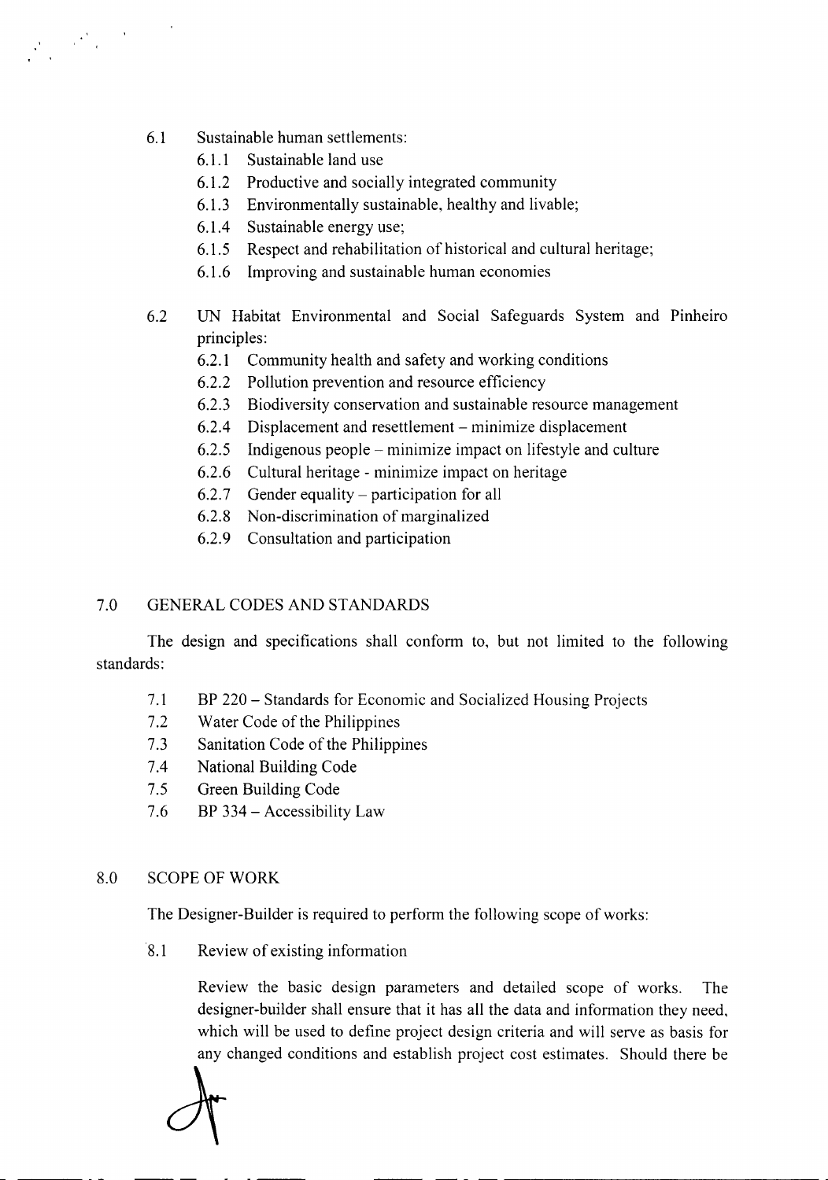6.1 Sustainable human settlements:
   - 6.1.1 Sustainable land use
   - 6.1.2 Productive and socially integrated community
   - 6.1.3 Environmentally sustainable, healthy and livable;
   - 6.1.4 Sustainable energy use;
   - 6.1.5 Respect and rehabilitation of historical and cultural heritage;
   - 6.1.6 Improving and sustainable human economies

6.2 UN Habitat Environmental and Social Safeguards System and Pinheiro principles:
   - 6.2.1 Community health and safety and working conditions
   - 6.2.2 Pollution prevention and resource efficiency
   - 6.2.3 Biodiversity conservation and sustainable resource management
   - 6.2.4 Displacement and resettlement – minimize displacement
   - 6.2.5 Indigenous people – minimize impact on lifestyle and culture
   - 6.2.6 Cultural heritage - minimize impact on heritage
   - 6.2.7 Gender equality – participation for all
   - 6.2.8 Non-discrimination of marginalized
   - 6.2.9 Consultation and participation

## 7.0 GENERAL CODES AND STANDARDS

The design and specifications shall conform to, but not limited to the following standards:

- 7.1 BP 220 – Standards for Economic and Socialized Housing Projects
- 7.2 Water Code of the Philippines
- 7.3 Sanitation Code of the Philippines
- 7.4 National Building Code
- 7.5 Green Building Code
- 7.6 BP 334 – Accessibility Law

## 8.0 SCOPE OF WORK

The Designer-Builder is required to perform the following scope of works:

8.1 Review of existing information

Review the basic design parameters and detailed scope of works. The designer-builder shall ensure that it has all the data and information they need, which will be used to define project design criteria and will serve as basis for any changed conditions and establish project cost estimates. Should there be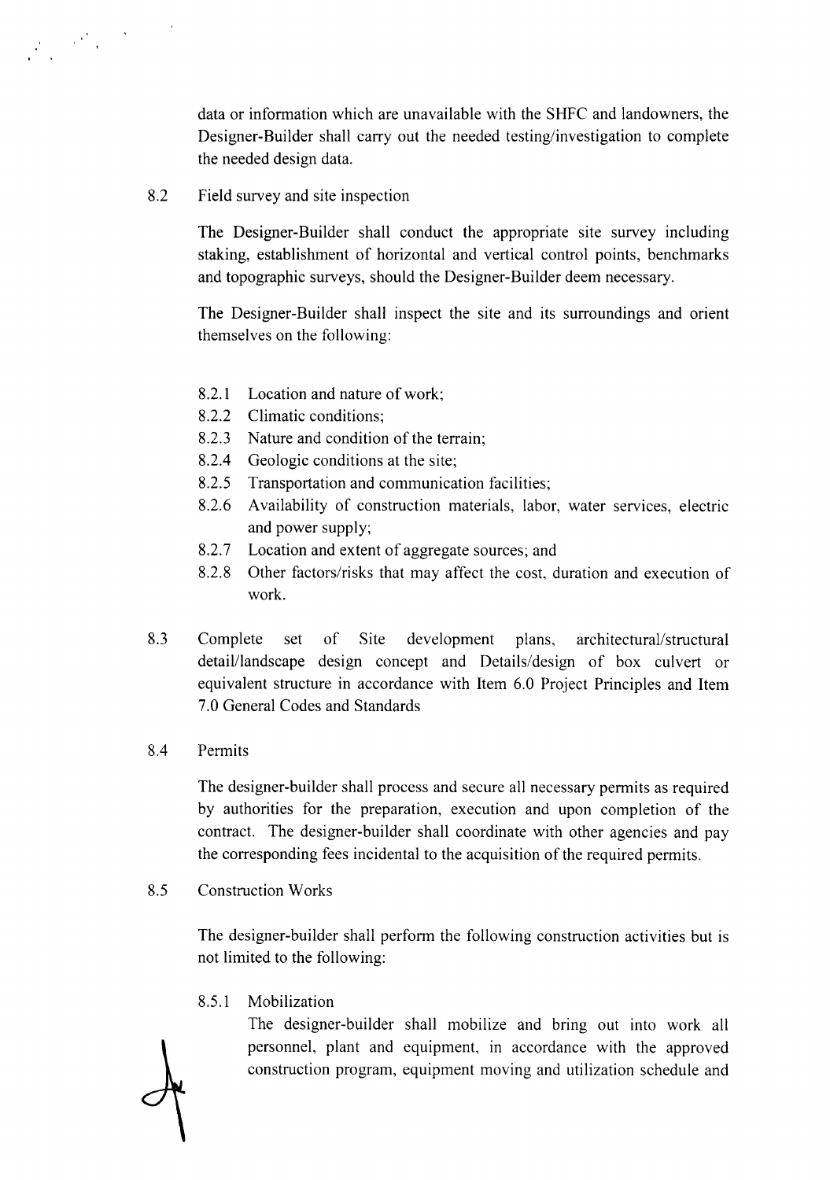data or information which are unavailable with the SHFC and landowners, the Designer-Builder shall carry out the needed testing/investigation to complete the needed design data.

8.2 Field survey and site inspection

The Designer-Builder shall conduct the appropriate site survey including staking, establishment of horizontal and vertical control points, benchmarks and topographic surveys, should the Designer-Builder deem necessary.

The Designer-Builder shall inspect the site and its surroundings and orient themselves on the following:

- 8.2.1 Location and nature of work;
- 8.2.2 Climatic conditions;
- 8.2.3 Nature and condition of the terrain;
- 8.2.4 Geologic conditions at the site;
- 8.2.5 Transportation and communication facilities;
- 8.2.6 Availability of construction materials, labor, water services, electric and power supply;
- 8.2.7 Location and extent of aggregate sources; and
- 8.2.8 Other factors/risks that may affect the cost, duration and execution of work.

8.3 Complete set of Site development plans, architectural/structural detail/landscape design concept and Details/design of box culvert or equivalent structure in accordance with Item 6.0 Project Principles and Item 7.0 General Codes and Standards

8.4 Permits

The designer-builder shall process and secure all necessary permits as required by authorities for the preparation, execution and upon completion of the contract. The designer-builder shall coordinate with other agencies and pay the corresponding fees incidental to the acquisition of the required permits.

8.5 Construction Works

The designer-builder shall perform the following construction activities but is not limited to the following:

8.5.1 Mobilization

The designer-builder shall mobilize and bring out into work all personnel, plant and equipment, in accordance with the approved construction program, equipment moving and utilization schedule and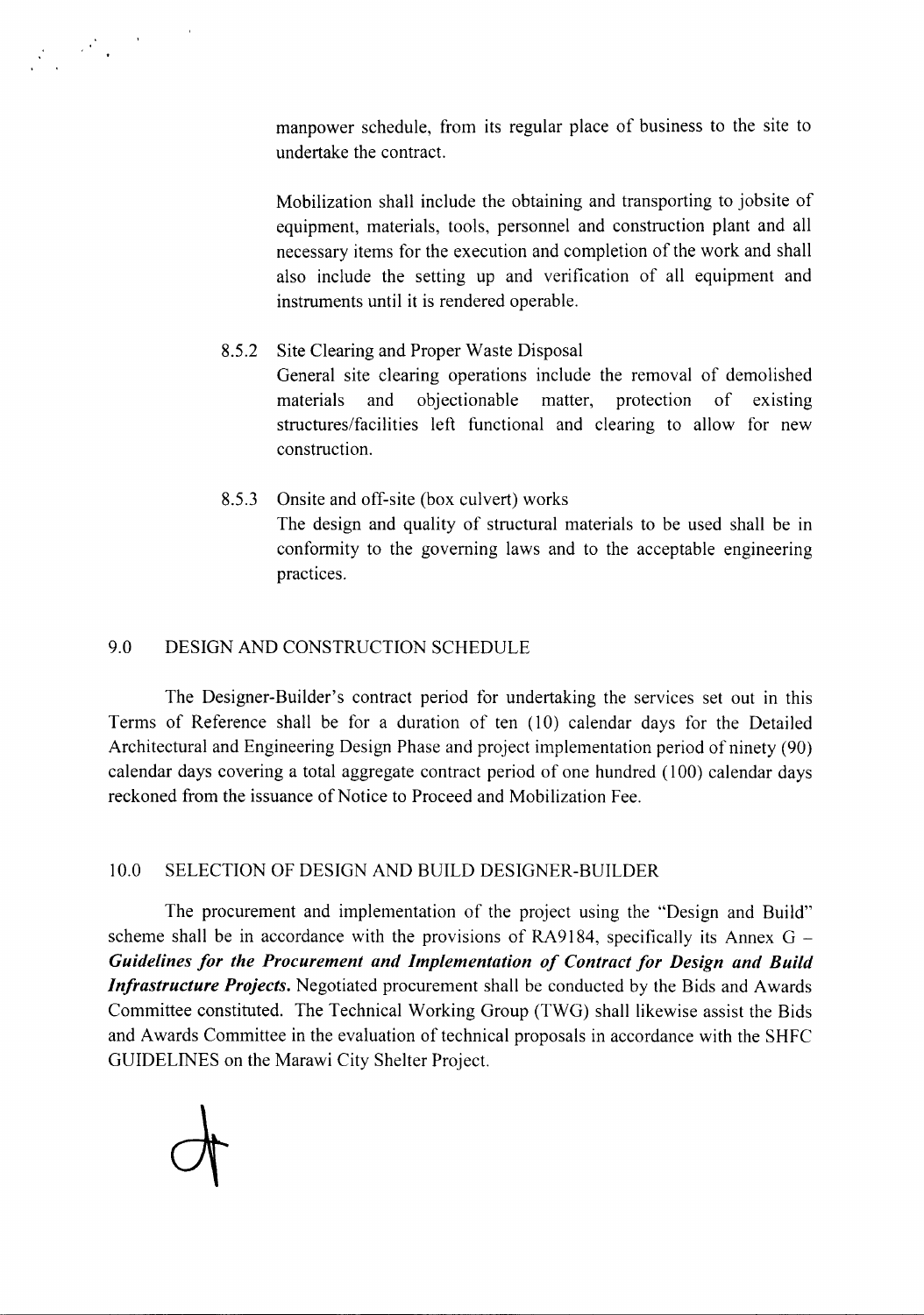manpower schedule, from its regular place of business to the site to undertake the contract.

Mobilization shall include the obtaining and transporting to jobsite of equipment, materials, tools, personnel and construction plant and all necessary items for the execution and completion of the work and shall also include the setting up and verification of all equipment and instruments until it is rendered operable.

8.5.2 Site Clearing and Proper Waste Disposal
General site clearing operations include the removal of demolished materials and objectionable matter, protection of existing structures/facilities left functional and clearing to allow for new construction.

8.5.3 Onsite and off-site (box culvert) works
The design and quality of structural materials to be used shall be in conformity to the governing laws and to the acceptable engineering practices.

## 9.0 DESIGN AND CONSTRUCTION SCHEDULE

The Designer-Builder's contract period for undertaking the services set out in this Terms of Reference shall be for a duration of ten (10) calendar days for the Detailed Architectural and Engineering Design Phase and project implementation period of ninety (90) calendar days covering a total aggregate contract period of one hundred (100) calendar days reckoned from the issuance of Notice to Proceed and Mobilization Fee.

## 10.0 SELECTION OF DESIGN AND BUILD DESIGNER-BUILDER

The procurement and implementation of the project using the "Design and Build" scheme shall be in accordance with the provisions of RA9184, specifically its Annex G – ***Guidelines for the Procurement and Implementation of Contract for Design and Build Infrastructure Projects.*** Negotiated procurement shall be conducted by the Bids and Awards Committee constituted. The Technical Working Group (TWG) shall likewise assist the Bids and Awards Committee in the evaluation of technical proposals in accordance with the SHFC GUIDELINES on the Marawi City Shelter Project.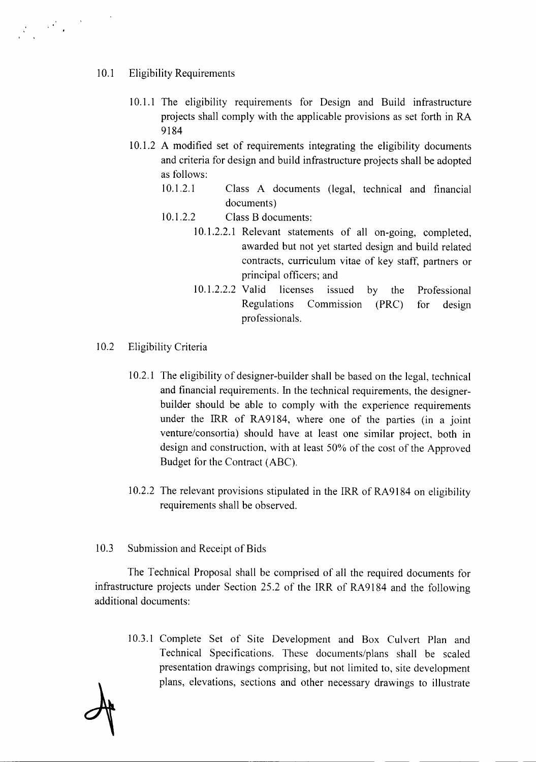### 10.1 Eligibility Requirements

10.1.1 The eligibility requirements for Design and Build infrastructure projects shall comply with the applicable provisions as set forth in RA 9184

10.1.2 A modified set of requirements integrating the eligibility documents and criteria for design and build infrastructure projects shall be adopted as follows:

- 10.1.2.1 Class A documents (legal, technical and financial documents)
- 10.1.2.2 Class B documents:
  - 10.1.2.2.1 Relevant statements of all on-going, completed, awarded but not yet started design and build related contracts, curriculum vitae of key staff, partners or principal officers; and
  - 10.1.2.2.2 Valid licenses issued by the Professional Regulations Commission (PRC) for design professionals.

### 10.2 Eligibility Criteria

10.2.1 The eligibility of designer-builder shall be based on the legal, technical and financial requirements. In the technical requirements, the designer-builder should be able to comply with the experience requirements under the IRR of RA9184, where one of the parties (in a joint venture/consortia) should have at least one similar project, both in design and construction, with at least 50% of the cost of the Approved Budget for the Contract (ABC).

10.2.2 The relevant provisions stipulated in the IRR of RA9184 on eligibility requirements shall be observed.

### 10.3 Submission and Receipt of Bids

The Technical Proposal shall be comprised of all the required documents for infrastructure projects under Section 25.2 of the IRR of RA9184 and the following additional documents:

10.3.1 Complete Set of Site Development and Box Culvert Plan and Technical Specifications. These documents/plans shall be scaled presentation drawings comprising, but not limited to, site development plans, elevations, sections and other necessary drawings to illustrate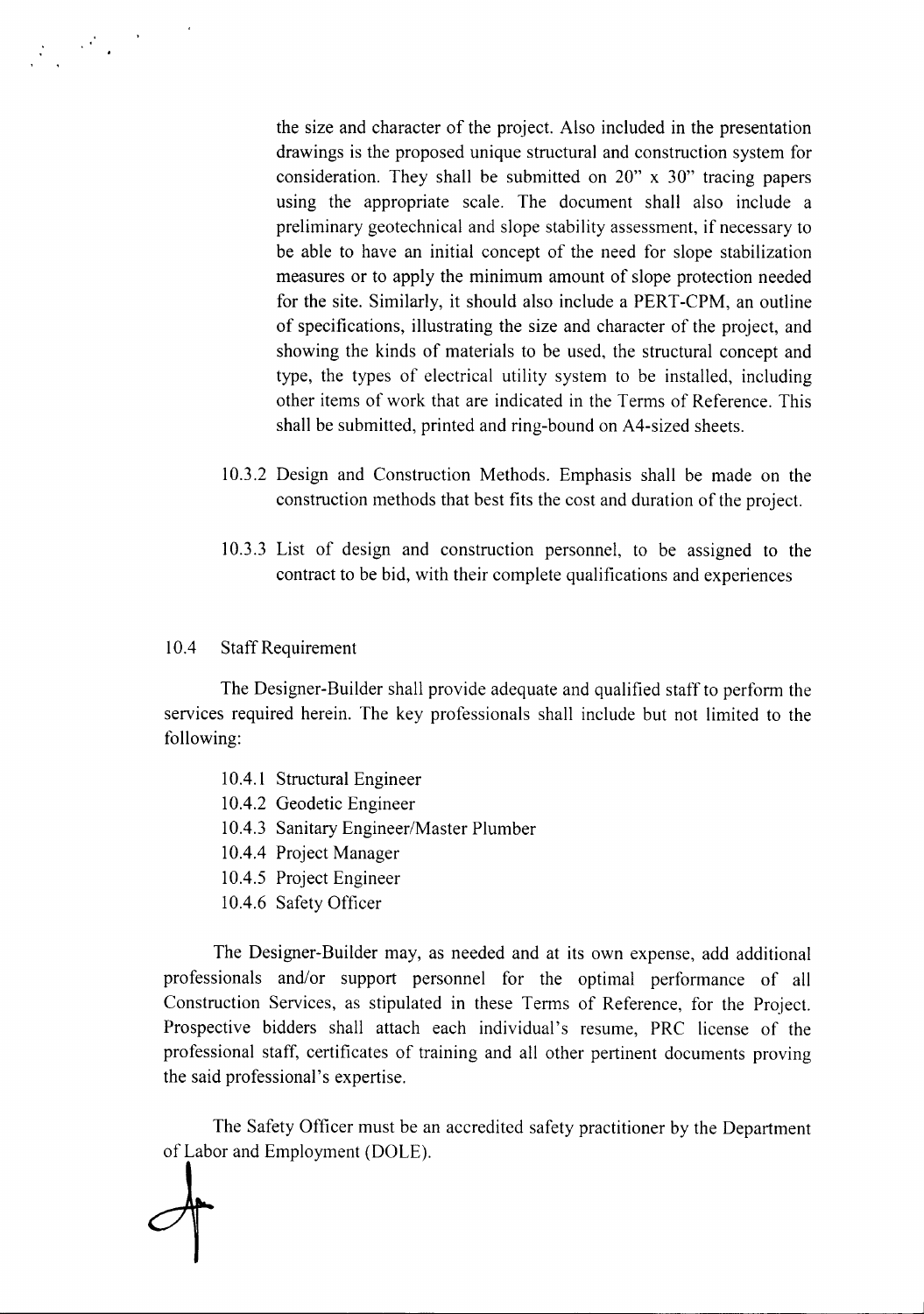the size and character of the project. Also included in the presentation drawings is the proposed unique structural and construction system for consideration. They shall be submitted on 20" x 30" tracing papers using the appropriate scale. The document shall also include a preliminary geotechnical and slope stability assessment, if necessary to be able to have an initial concept of the need for slope stabilization measures or to apply the minimum amount of slope protection needed for the site. Similarly, it should also include a PERT-CPM, an outline of specifications, illustrating the size and character of the project, and showing the kinds of materials to be used, the structural concept and type, the types of electrical utility system to be installed, including other items of work that are indicated in the Terms of Reference. This shall be submitted, printed and ring-bound on A4-sized sheets.

10.3.2 Design and Construction Methods. Emphasis shall be made on the construction methods that best fits the cost and duration of the project.

10.3.3 List of design and construction personnel, to be assigned to the contract to be bid, with their complete qualifications and experiences

10.4 Staff Requirement

The Designer-Builder shall provide adequate and qualified staff to perform the services required herein. The key professionals shall include but not limited to the following:

10.4.1 Structural Engineer
10.4.2 Geodetic Engineer
10.4.3 Sanitary Engineer/Master Plumber
10.4.4 Project Manager
10.4.5 Project Engineer
10.4.6 Safety Officer

The Designer-Builder may, as needed and at its own expense, add additional professionals and/or support personnel for the optimal performance of all Construction Services, as stipulated in these Terms of Reference, for the Project. Prospective bidders shall attach each individual's resume, PRC license of the professional staff, certificates of training and all other pertinent documents proving the said professional's expertise.

The Safety Officer must be an accredited safety practitioner by the Department of Labor and Employment (DOLE).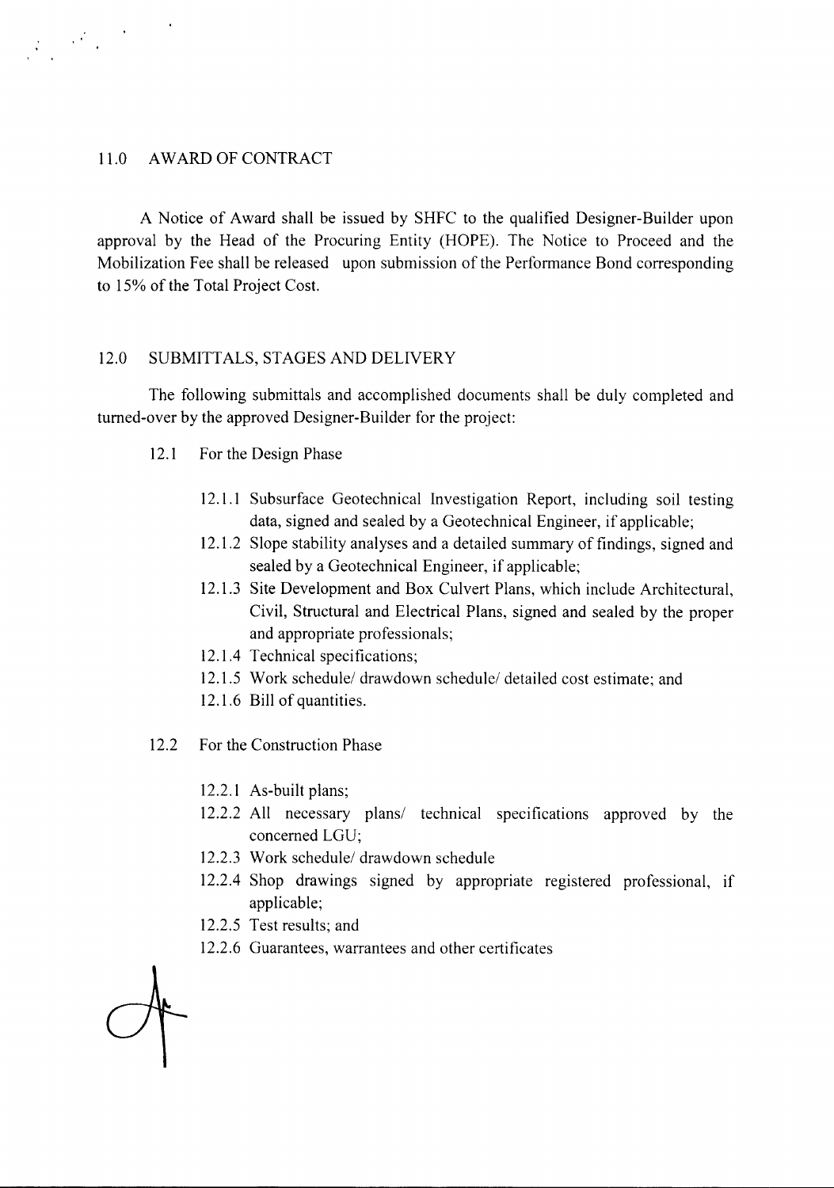## 11.0 AWARD OF CONTRACT

A Notice of Award shall be issued by SHFC to the qualified Designer-Builder upon approval by the Head of the Procuring Entity (HOPE). The Notice to Proceed and the Mobilization Fee shall be released upon submission of the Performance Bond corresponding to 15% of the Total Project Cost.

## 12.0 SUBMITTALS, STAGES AND DELIVERY

The following submittals and accomplished documents shall be duly completed and turned-over by the approved Designer-Builder for the project:

### 12.1 For the Design Phase

- 12.1.1 Subsurface Geotechnical Investigation Report, including soil testing data, signed and sealed by a Geotechnical Engineer, if applicable;
- 12.1.2 Slope stability analyses and a detailed summary of findings, signed and sealed by a Geotechnical Engineer, if applicable;
- 12.1.3 Site Development and Box Culvert Plans, which include Architectural, Civil, Structural and Electrical Plans, signed and sealed by the proper and appropriate professionals;
- 12.1.4 Technical specifications;
- 12.1.5 Work schedule/ drawdown schedule/ detailed cost estimate; and
- 12.1.6 Bill of quantities.

### 12.2 For the Construction Phase

- 12.2.1 As-built plans;
- 12.2.2 All necessary plans/ technical specifications approved by the concerned LGU;
- 12.2.3 Work schedule/ drawdown schedule
- 12.2.4 Shop drawings signed by appropriate registered professional, if applicable;
- 12.2.5 Test results; and
- 12.2.6 Guarantees, warrantees and other certificates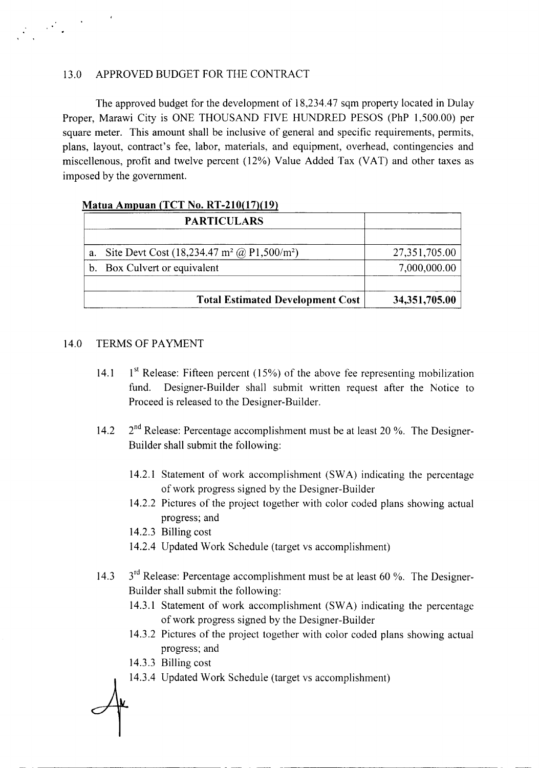## 13.0 APPROVED BUDGET FOR THE CONTRACT

The approved budget for the development of 18,234.47 sqm property located in Dulay Proper, Marawi City is ONE THOUSAND FIVE HUNDRED PESOS (PhP 1,500.00) per square meter. This amount shall be inclusive of general and specific requirements, permits, plans, layout, contract's fee, labor, materials, and equipment, overhead, contingencies and miscellenous, profit and twelve percent (12%) Value Added Tax (VAT) and other taxes as imposed by the government.

**Matua Ampuan (TCT No. RT-210(17)(19)**

| PARTICULARS | |
|---|---|
| | |
| a. Site Devt Cost (18,234.47 m² @ P1,500/m²) | 27,351,705.00 |
| b. Box Culvert or equivalent | 7,000,000.00 |
| | |
| **Total Estimated Development Cost** | **34,351,705.00** |

## 14.0 TERMS OF PAYMENT

14.1 1st Release: Fifteen percent (15%) of the above fee representing mobilization fund. Designer-Builder shall submit written request after the Notice to Proceed is released to the Designer-Builder.

14.2 2nd Release: Percentage accomplishment must be at least 20 %. The Designer-Builder shall submit the following:

- 14.2.1 Statement of work accomplishment (SWA) indicating the percentage of work progress signed by the Designer-Builder
- 14.2.2 Pictures of the project together with color coded plans showing actual progress; and
- 14.2.3 Billing cost
- 14.2.4 Updated Work Schedule (target vs accomplishment)

14.3 3rd Release: Percentage accomplishment must be at least 60 %. The Designer-Builder shall submit the following:

- 14.3.1 Statement of work accomplishment (SWA) indicating the percentage of work progress signed by the Designer-Builder
- 14.3.2 Pictures of the project together with color coded plans showing actual progress; and
- 14.3.3 Billing cost
- 14.3.4 Updated Work Schedule (target vs accomplishment)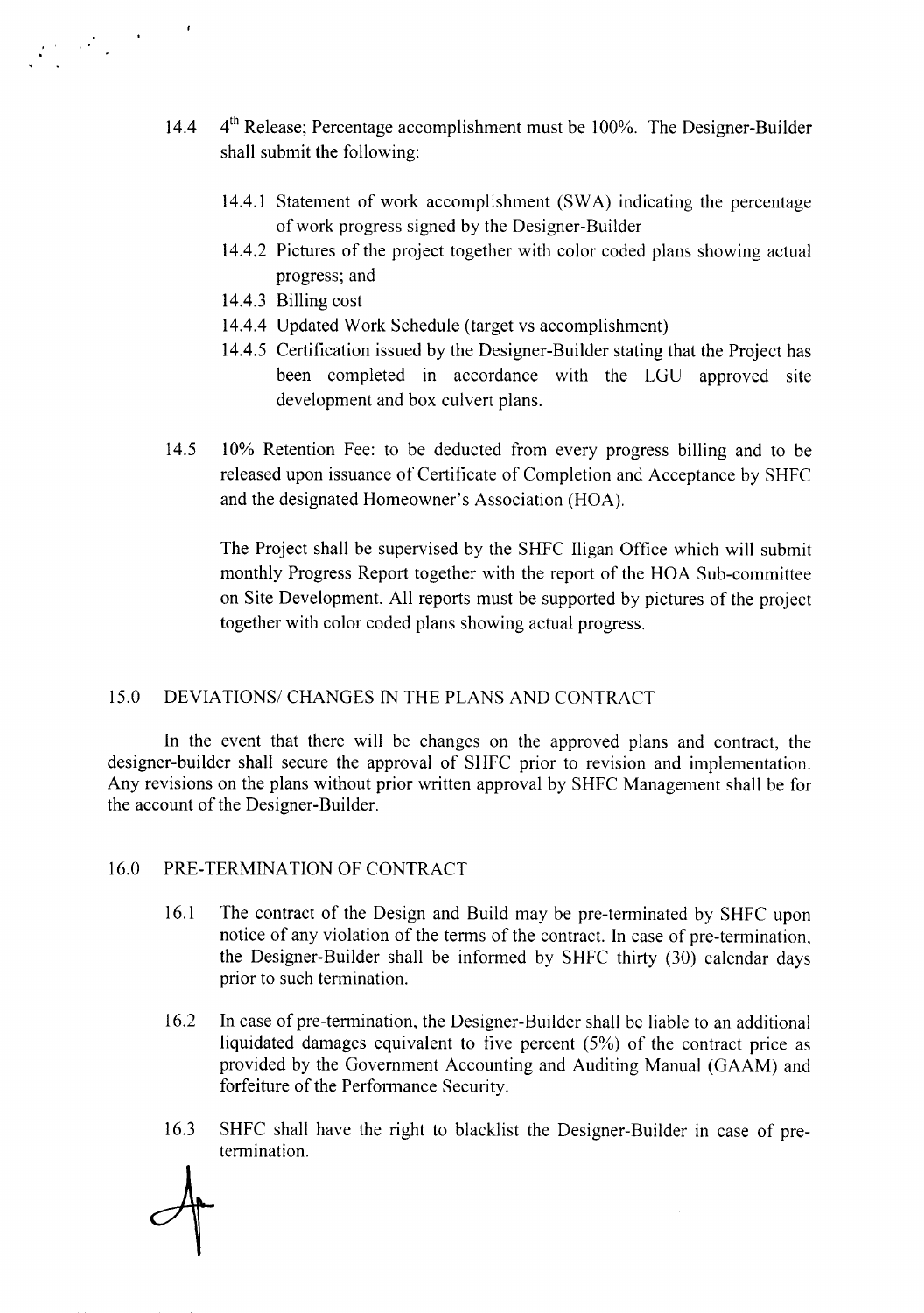14.4 4th Release; Percentage accomplishment must be 100%. The Designer-Builder shall submit the following:

- 14.4.1 Statement of work accomplishment (SWA) indicating the percentage of work progress signed by the Designer-Builder
- 14.4.2 Pictures of the project together with color coded plans showing actual progress; and
- 14.4.3 Billing cost
- 14.4.4 Updated Work Schedule (target vs accomplishment)
- 14.4.5 Certification issued by the Designer-Builder stating that the Project has been completed in accordance with the LGU approved site development and box culvert plans.

14.5 10% Retention Fee: to be deducted from every progress billing and to be released upon issuance of Certificate of Completion and Acceptance by SHFC and the designated Homeowner's Association (HOA).

The Project shall be supervised by the SHFC Iligan Office which will submit monthly Progress Report together with the report of the HOA Sub-committee on Site Development. All reports must be supported by pictures of the project together with color coded plans showing actual progress.

## 15.0 DEVIATIONS/ CHANGES IN THE PLANS AND CONTRACT

In the event that there will be changes on the approved plans and contract, the designer-builder shall secure the approval of SHFC prior to revision and implementation. Any revisions on the plans without prior written approval by SHFC Management shall be for the account of the Designer-Builder.

## 16.0 PRE-TERMINATION OF CONTRACT

16.1 The contract of the Design and Build may be pre-terminated by SHFC upon notice of any violation of the terms of the contract. In case of pre-termination, the Designer-Builder shall be informed by SHFC thirty (30) calendar days prior to such termination.

16.2 In case of pre-termination, the Designer-Builder shall be liable to an additional liquidated damages equivalent to five percent (5%) of the contract price as provided by the Government Accounting and Auditing Manual (GAAM) and forfeiture of the Performance Security.

16.3 SHFC shall have the right to blacklist the Designer-Builder in case of pre-termination.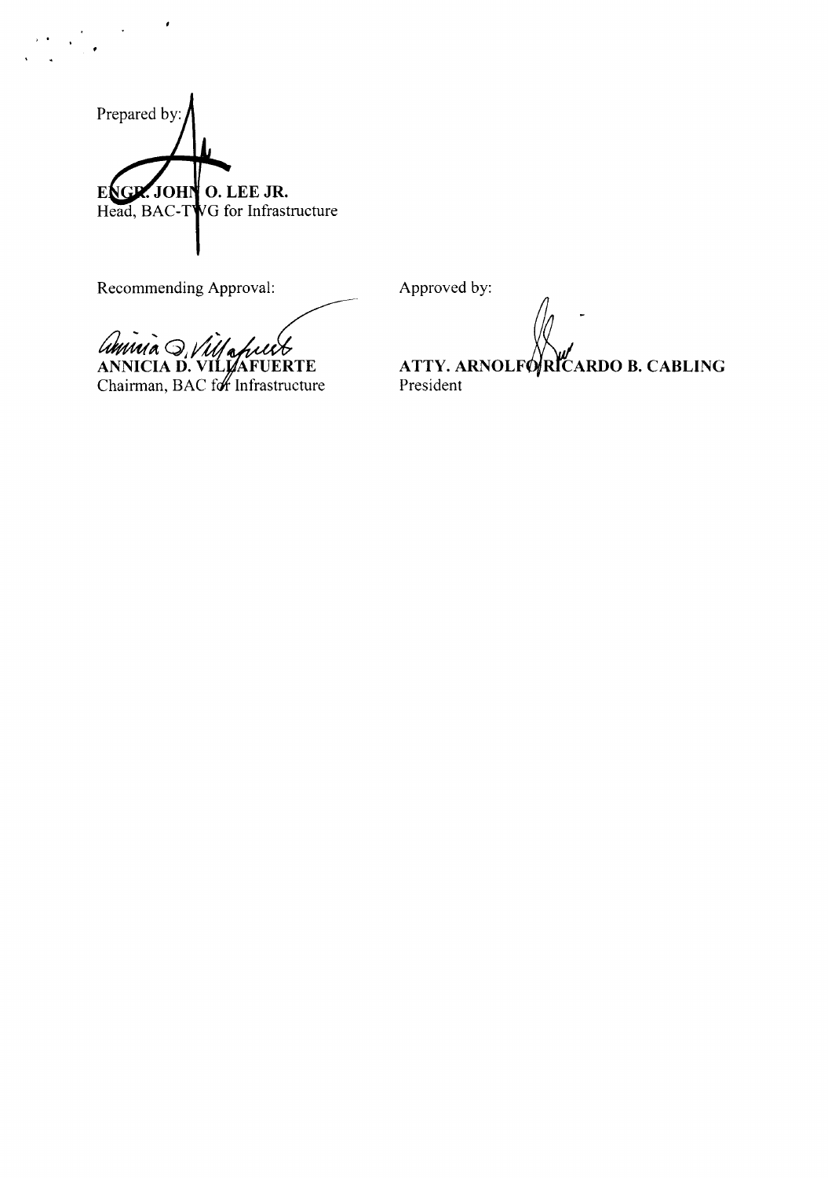Prepared by:

**ENGR. JOHN O. LEE JR.**
Head, BAC-TWG for Infrastructure

Recommending Approval:

**ANNICIA D. VILLAFUERTE**
Chairman, BAC for Infrastructure

Approved by:

**ATTY. ARNOLFO RICARDO B. CABLING**
President